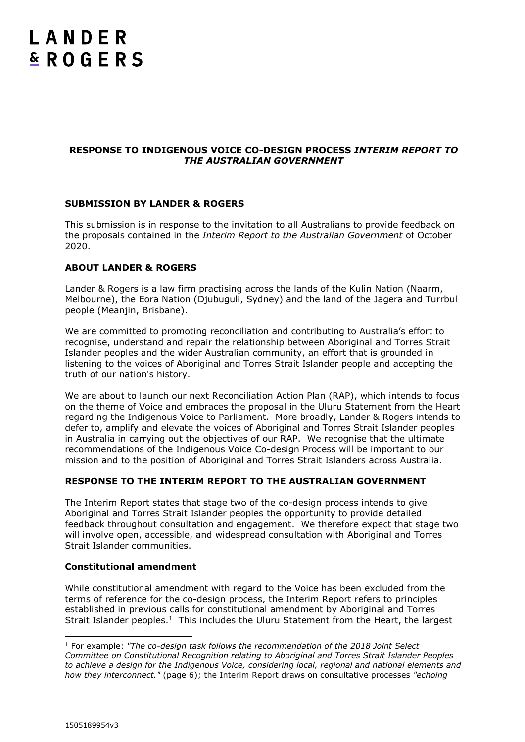# LANDER & ROGERS

**RESPONSE TO INDIGENOUS VOICE CO-DESIGN PROCESS *INTERIM REPORT TO THE AUSTRALIAN GOVERNMENT***

## SUBMISSION BY LANDER & ROGERS

This submission is in response to the invitation to all Australians to provide feedback on the proposals contained in the *Interim Report to the Australian Government* of October 2020.

## ABOUT LANDER & ROGERS

Lander & Rogers is a law firm practising across the lands of the Kulin Nation (Naarm, Melbourne), the Eora Nation (Djubuguli, Sydney) and the land of the Jagera and Turrbul people (Meanjin, Brisbane).

We are committed to promoting reconciliation and contributing to Australia's effort to recognise, understand and repair the relationship between Aboriginal and Torres Strait Islander peoples and the wider Australian community, an effort that is grounded in listening to the voices of Aboriginal and Torres Strait Islander people and accepting the truth of our nation's history.

We are about to launch our next Reconciliation Action Plan (RAP), which intends to focus on the theme of Voice and embraces the proposal in the Uluru Statement from the Heart regarding the Indigenous Voice to Parliament. More broadly, Lander & Rogers intends to defer to, amplify and elevate the voices of Aboriginal and Torres Strait Islander peoples in Australia in carrying out the objectives of our RAP. We recognise that the ultimate recommendations of the Indigenous Voice Co-design Process will be important to our mission and to the position of Aboriginal and Torres Strait Islanders across Australia.

## RESPONSE TO THE INTERIM REPORT TO THE AUSTRALIAN GOVERNMENT

The Interim Report states that stage two of the co-design process intends to give Aboriginal and Torres Strait Islander peoples the opportunity to provide detailed feedback throughout consultation and engagement. We therefore expect that stage two will involve open, accessible, and widespread consultation with Aboriginal and Torres Strait Islander communities.

### Constitutional amendment

While constitutional amendment with regard to the Voice has been excluded from the terms of reference for the co-design process, the Interim Report refers to principles established in previous calls for constitutional amendment by Aboriginal and Torres Strait Islander peoples.[1] This includes the Uluru Statement from the Heart, the largest

---

[1] For example: *"The co-design task follows the recommendation of the 2018 Joint Select Committee on Constitutional Recognition relating to Aboriginal and Torres Strait Islander Peoples to achieve a design for the Indigenous Voice, considering local, regional and national elements and how they interconnect."* (page 6); the Interim Report draws on consultative processes *"echoing*

1505189954v3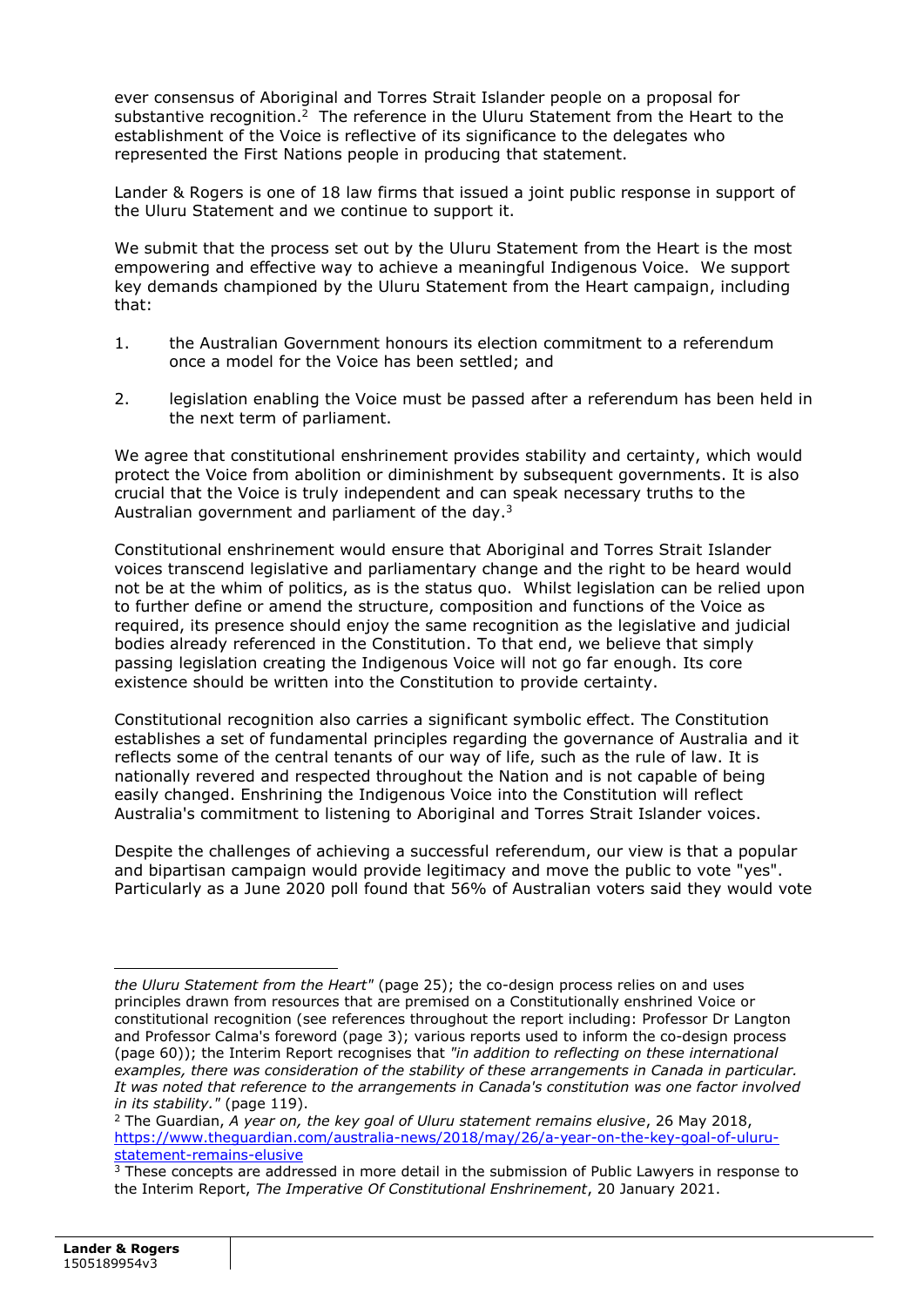ever consensus of Aboriginal and Torres Strait Islander people on a proposal for substantive recognition.[2] The reference in the Uluru Statement from the Heart to the establishment of the Voice is reflective of its significance to the delegates who represented the First Nations people in producing that statement.

Lander & Rogers is one of 18 law firms that issued a joint public response in support of the Uluru Statement and we continue to support it.

We submit that the process set out by the Uluru Statement from the Heart is the most empowering and effective way to achieve a meaningful Indigenous Voice. We support key demands championed by the Uluru Statement from the Heart campaign, including that:

1. the Australian Government honours its election commitment to a referendum once a model for the Voice has been settled; and

2. legislation enabling the Voice must be passed after a referendum has been held in the next term of parliament.

We agree that constitutional enshrinement provides stability and certainty, which would protect the Voice from abolition or diminishment by subsequent governments. It is also crucial that the Voice is truly independent and can speak necessary truths to the Australian government and parliament of the day.[3]

Constitutional enshrinement would ensure that Aboriginal and Torres Strait Islander voices transcend legislative and parliamentary change and the right to be heard would not be at the whim of politics, as is the status quo. Whilst legislation can be relied upon to further define or amend the structure, composition and functions of the Voice as required, its presence should enjoy the same recognition as the legislative and judicial bodies already referenced in the Constitution. To that end, we believe that simply passing legislation creating the Indigenous Voice will not go far enough. Its core existence should be written into the Constitution to provide certainty.

Constitutional recognition also carries a significant symbolic effect. The Constitution establishes a set of fundamental principles regarding the governance of Australia and it reflects some of the central tenants of our way of life, such as the rule of law. It is nationally revered and respected throughout the Nation and is not capable of being easily changed. Enshrining the Indigenous Voice into the Constitution will reflect Australia's commitment to listening to Aboriginal and Torres Strait Islander voices.

Despite the challenges of achieving a successful referendum, our view is that a popular and bipartisan campaign would provide legitimacy and move the public to vote "yes". Particularly as a June 2020 poll found that 56% of Australian voters said they would vote

---

*the Uluru Statement from the Heart"* (page 25); the co-design process relies on and uses principles drawn from resources that are premised on a Constitutionally enshrined Voice or constitutional recognition (see references throughout the report including: Professor Dr Langton and Professor Calma's foreword (page 3); various reports used to inform the co-design process (page 60)); the Interim Report recognises that *"in addition to reflecting on these international examples, there was consideration of the stability of these arrangements in Canada in particular. It was noted that reference to the arrangements in Canada's constitution was one factor involved in its stability."* (page 119).

[2] The Guardian, *A year on, the key goal of Uluru statement remains elusive*, 26 May 2018, https://www.theguardian.com/australia-news/2018/may/26/a-year-on-the-key-goal-of-uluru-statement-remains-elusive

[3] These concepts are addressed in more detail in the submission of Public Lawyers in response to the Interim Report, *The Imperative Of Constitutional Enshrinement*, 20 January 2021.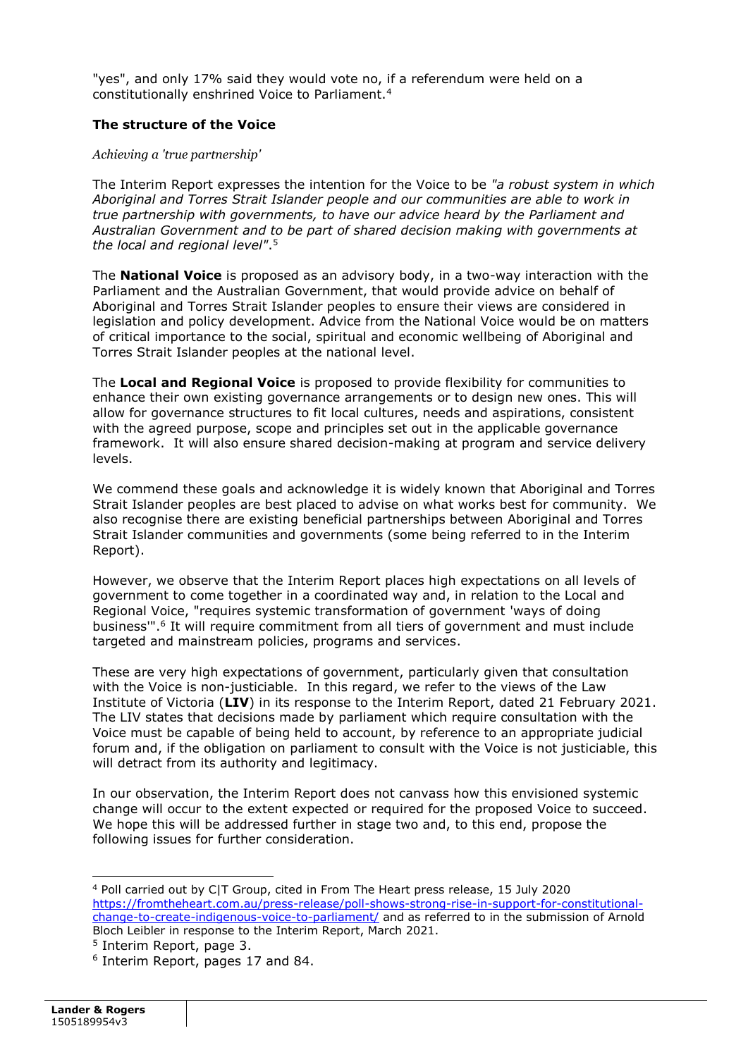"yes", and only 17% said they would vote no, if a referendum were held on a constitutionally enshrined Voice to Parliament.[4]

### The structure of the Voice

*Achieving a 'true partnership'*

The Interim Report expresses the intention for the Voice to be *"a robust system in which Aboriginal and Torres Strait Islander people and our communities are able to work in true partnership with governments, to have our advice heard by the Parliament and Australian Government and to be part of shared decision making with governments at the local and regional level"*.[5]

The **National Voice** is proposed as an advisory body, in a two-way interaction with the Parliament and the Australian Government, that would provide advice on behalf of Aboriginal and Torres Strait Islander peoples to ensure their views are considered in legislation and policy development. Advice from the National Voice would be on matters of critical importance to the social, spiritual and economic wellbeing of Aboriginal and Torres Strait Islander peoples at the national level.

The **Local and Regional Voice** is proposed to provide flexibility for communities to enhance their own existing governance arrangements or to design new ones. This will allow for governance structures to fit local cultures, needs and aspirations, consistent with the agreed purpose, scope and principles set out in the applicable governance framework. It will also ensure shared decision-making at program and service delivery levels.

We commend these goals and acknowledge it is widely known that Aboriginal and Torres Strait Islander peoples are best placed to advise on what works best for community. We also recognise there are existing beneficial partnerships between Aboriginal and Torres Strait Islander communities and governments (some being referred to in the Interim Report).

However, we observe that the Interim Report places high expectations on all levels of government to come together in a coordinated way and, in relation to the Local and Regional Voice, "requires systemic transformation of government 'ways of doing business'".[6] It will require commitment from all tiers of government and must include targeted and mainstream policies, programs and services.

These are very high expectations of government, particularly given that consultation with the Voice is non-justiciable. In this regard, we refer to the views of the Law Institute of Victoria (**LIV**) in its response to the Interim Report, dated 21 February 2021. The LIV states that decisions made by parliament which require consultation with the Voice must be capable of being held to account, by reference to an appropriate judicial forum and, if the obligation on parliament to consult with the Voice is not justiciable, this will detract from its authority and legitimacy.

In our observation, the Interim Report does not canvass how this envisioned systemic change will occur to the extent expected or required for the proposed Voice to succeed. We hope this will be addressed further in stage two and, to this end, propose the following issues for further consideration.

---

[4] Poll carried out by C|T Group, cited in From The Heart press release, 15 July 2020 https://fromtheheart.com.au/press-release/poll-shows-strong-rise-in-support-for-constitutional-change-to-create-indigenous-voice-to-parliament/ and as referred to in the submission of Arnold Bloch Leibler in response to the Interim Report, March 2021.

[5] Interim Report, page 3.

[6] Interim Report, pages 17 and 84.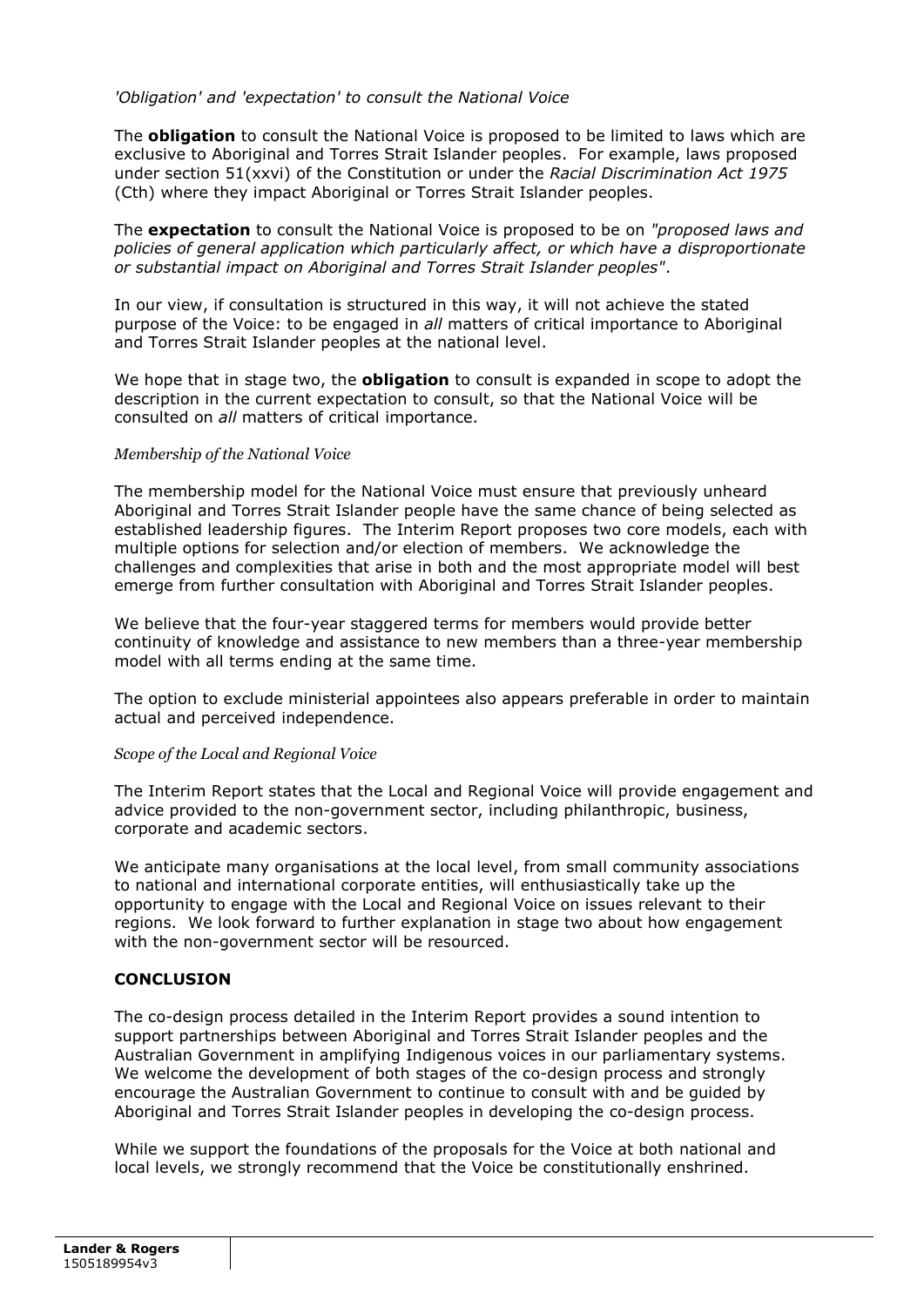*'Obligation' and 'expectation' to consult the National Voice*

The **obligation** to consult the National Voice is proposed to be limited to laws which are exclusive to Aboriginal and Torres Strait Islander peoples. For example, laws proposed under section 51(xxvi) of the Constitution or under the *Racial Discrimination Act 1975* (Cth) where they impact Aboriginal or Torres Strait Islander peoples.

The **expectation** to consult the National Voice is proposed to be on *"proposed laws and policies of general application which particularly affect, or which have a disproportionate or substantial impact on Aboriginal and Torres Strait Islander peoples"*.

In our view, if consultation is structured in this way, it will not achieve the stated purpose of the Voice: to be engaged in *all* matters of critical importance to Aboriginal and Torres Strait Islander peoples at the national level.

We hope that in stage two, the **obligation** to consult is expanded in scope to adopt the description in the current expectation to consult, so that the National Voice will be consulted on *all* matters of critical importance.

*Membership of the National Voice*

The membership model for the National Voice must ensure that previously unheard Aboriginal and Torres Strait Islander people have the same chance of being selected as established leadership figures. The Interim Report proposes two core models, each with multiple options for selection and/or election of members. We acknowledge the challenges and complexities that arise in both and the most appropriate model will best emerge from further consultation with Aboriginal and Torres Strait Islander peoples.

We believe that the four-year staggered terms for members would provide better continuity of knowledge and assistance to new members than a three-year membership model with all terms ending at the same time.

The option to exclude ministerial appointees also appears preferable in order to maintain actual and perceived independence.

*Scope of the Local and Regional Voice*

The Interim Report states that the Local and Regional Voice will provide engagement and advice provided to the non-government sector, including philanthropic, business, corporate and academic sectors.

We anticipate many organisations at the local level, from small community associations to national and international corporate entities, will enthusiastically take up the opportunity to engage with the Local and Regional Voice on issues relevant to their regions. We look forward to further explanation in stage two about how engagement with the non-government sector will be resourced.

## CONCLUSION

The co-design process detailed in the Interim Report provides a sound intention to support partnerships between Aboriginal and Torres Strait Islander peoples and the Australian Government in amplifying Indigenous voices in our parliamentary systems. We welcome the development of both stages of the co-design process and strongly encourage the Australian Government to continue to consult with and be guided by Aboriginal and Torres Strait Islander peoples in developing the co-design process.

While we support the foundations of the proposals for the Voice at both national and local levels, we strongly recommend that the Voice be constitutionally enshrined.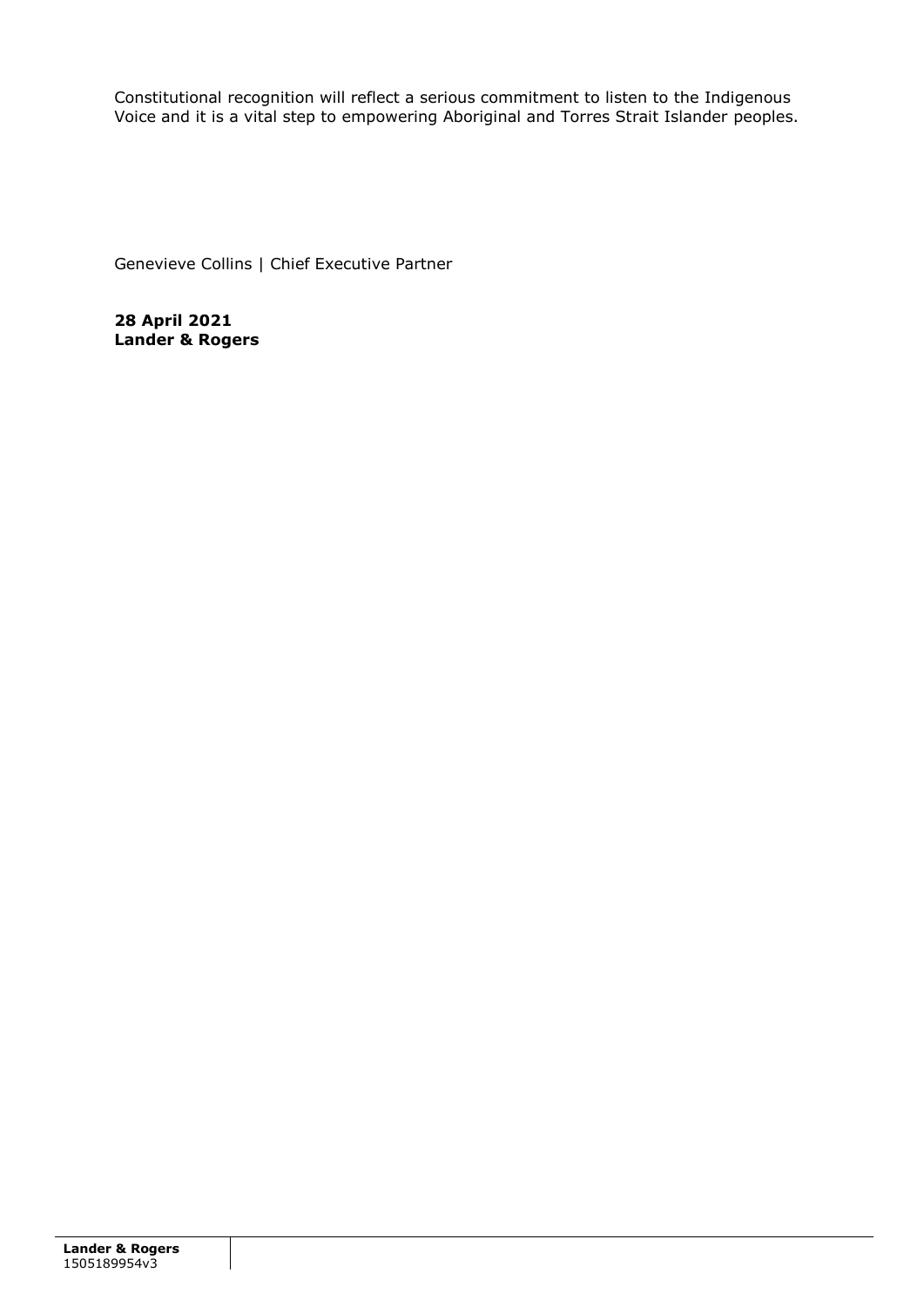Constitutional recognition will reflect a serious commitment to listen to the Indigenous Voice and it is a vital step to empowering Aboriginal and Torres Strait Islander peoples.

Genevieve Collins | Chief Executive Partner

**28 April 2021**
**Lander & Rogers**